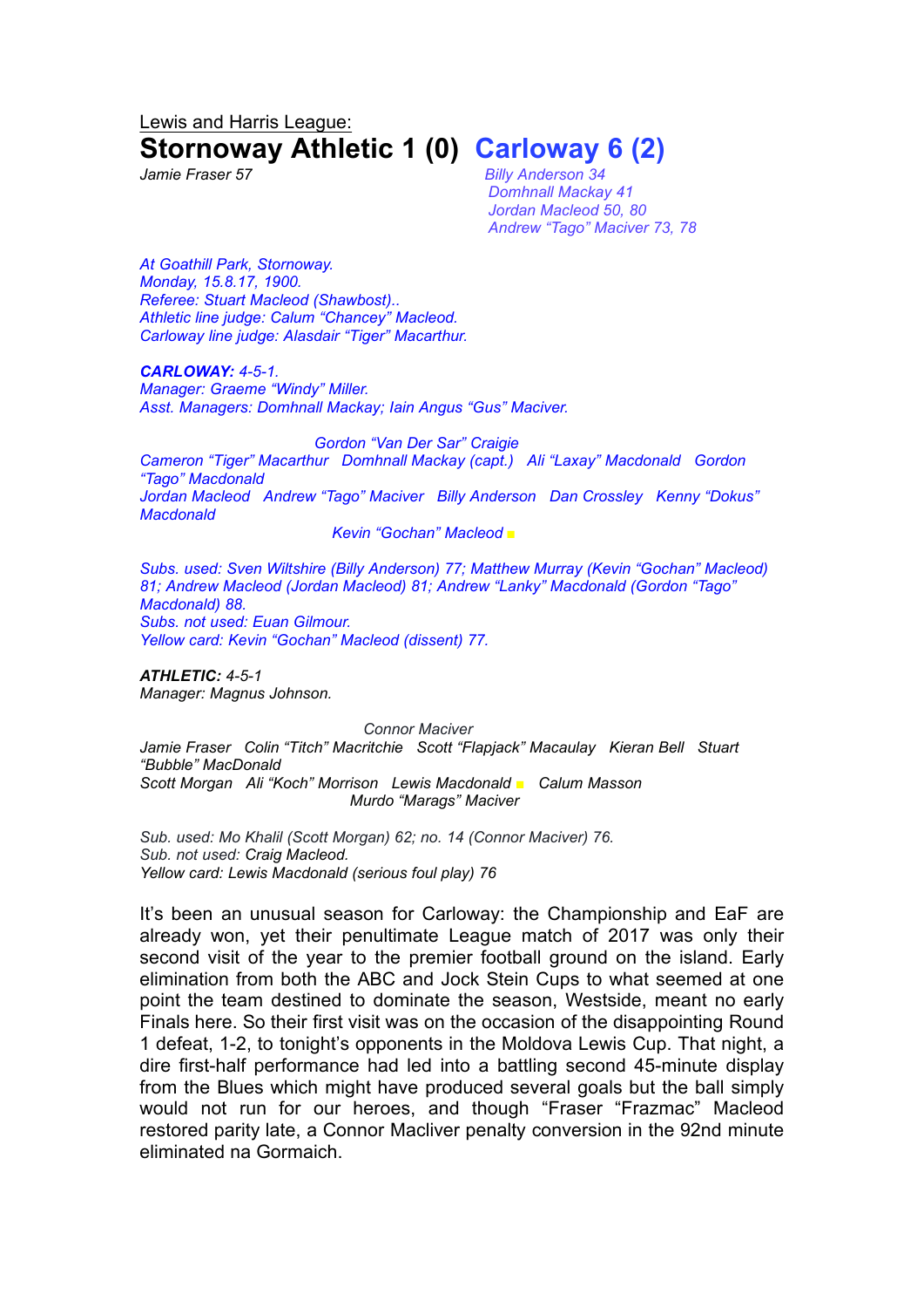Lewis and Harris League:

# Stornoway Athletic 1 (0) Carloway 6 (2)

*Jamie Fraser 57*

*Billy Anderson 34*
*Domhnall Mackay 41*
*Jordan Macleod 50, 80*
*Andrew "Tago" Maciver 73, 78*

*At Goathill Park, Stornoway.*
*Monday, 15.8.17, 1900.*
*Referee: Stuart Macleod (Shawbost)..*
*Athletic line judge: Calum "Chancey" Macleod.*
*Carloway line judge: Alasdair "Tiger" Macarthur.*

***CARLOWAY:*** *4-5-1.*
*Manager: Graeme "Windy" Miller.*
*Asst. Managers: Domhnall Mackay; Iain Angus "Gus" Maciver.*

*Gordon "Van Der Sar" Craigie*
*Cameron "Tiger" Macarthur Domhnall Mackay (capt.) Ali "Laxay" Macdonald Gordon "Tago" Macdonald*
*Jordan Macleod Andrew "Tago" Maciver Billy Anderson Dan Crossley Kenny "Dokus" Macdonald*
*Kevin "Gochan" Macleod*

*Subs. used: Sven Wiltshire (Billy Anderson) 77; Matthew Murray (Kevin "Gochan" Macleod) 81; Andrew Macleod (Jordan Macleod) 81; Andrew "Lanky" Macdonald (Gordon "Tago" Macdonald) 88.*
*Subs. not used: Euan Gilmour.*
*Yellow card: Kevin "Gochan" Macleod (dissent) 77.*

***ATHLETIC:*** *4-5-1*
*Manager: Magnus Johnson.*

*Connor Maciver*
*Jamie Fraser Colin "Titch" Macritchie Scott "Flapjack" Macaulay Kieran Bell Stuart "Bubble" MacDonald*
*Scott Morgan Ali "Koch" Morrison Lewis Macdonald Calum Masson*
*Murdo "Marags" Maciver*

*Sub. used: Mo Khalil (Scott Morgan) 62; no. 14 (Connor Maciver) 76.*
*Sub. not used: Craig Macleod.*
*Yellow card: Lewis Macdonald (serious foul play) 76*

It's been an unusual season for Carloway: the Championship and EaF are already won, yet their penultimate League match of 2017 was only their second visit of the year to the premier football ground on the island. Early elimination from both the ABC and Jock Stein Cups to what seemed at one point the team destined to dominate the season, Westside, meant no early Finals here. So their first visit was on the occasion of the disappointing Round 1 defeat, 1-2, to tonight's opponents in the Moldova Lewis Cup. That night, a dire first-half performance had led into a battling second 45-minute display from the Blues which might have produced several goals but the ball simply would not run for our heroes, and though "Fraser "Frazmac" Macleod restored parity late, a Connor Macliver penalty conversion in the 92nd minute eliminated na Gormaich.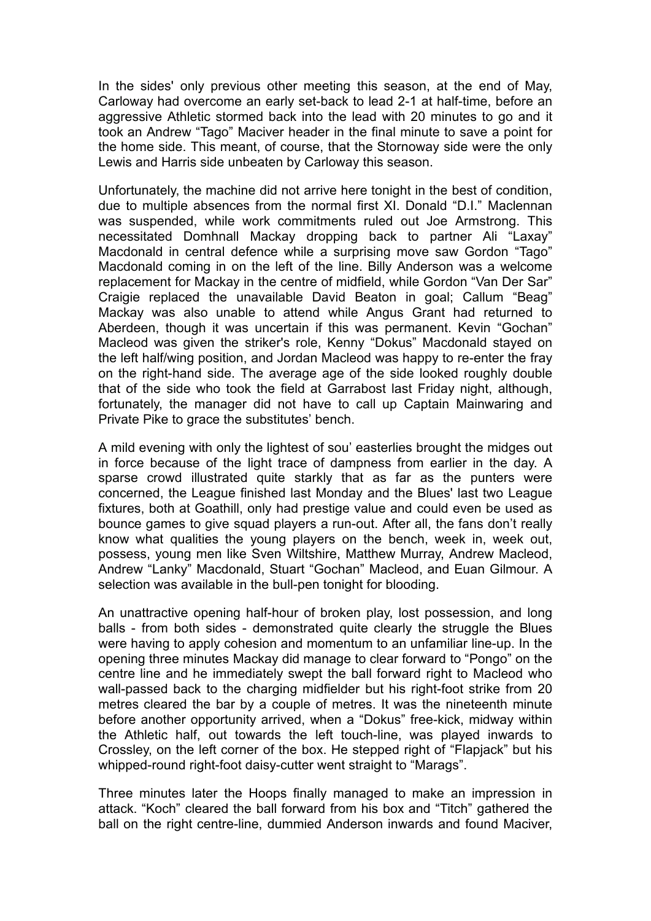In the sides' only previous other meeting this season, at the end of May, Carloway had overcome an early set-back to lead 2-1 at half-time, before an aggressive Athletic stormed back into the lead with 20 minutes to go and it took an Andrew “Tago” Maciver header in the final minute to save a point for the home side. This meant, of course, that the Stornoway side were the only Lewis and Harris side unbeaten by Carloway this season.

Unfortunately, the machine did not arrive here tonight in the best of condition, due to multiple absences from the normal first XI. Donald “D.I.” Maclennan was suspended, while work commitments ruled out Joe Armstrong. This necessitated Domhnall Mackay dropping back to partner Ali “Laxay” Macdonald in central defence while a surprising move saw Gordon “Tago” Macdonald coming in on the left of the line. Billy Anderson was a welcome replacement for Mackay in the centre of midfield, while Gordon “Van Der Sar” Craigie replaced the unavailable David Beaton in goal; Callum “Beag” Mackay was also unable to attend while Angus Grant had returned to Aberdeen, though it was uncertain if this was permanent. Kevin “Gochan” Macleod was given the striker's role, Kenny “Dokus” Macdonald stayed on the left half/wing position, and Jordan Macleod was happy to re-enter the fray on the right-hand side. The average age of the side looked roughly double that of the side who took the field at Garrabost last Friday night, although, fortunately, the manager did not have to call up Captain Mainwaring and Private Pike to grace the substitutes’ bench.

A mild evening with only the lightest of sou’ easterlies brought the midges out in force because of the light trace of dampness from earlier in the day. A sparse crowd illustrated quite starkly that as far as the punters were concerned, the League finished last Monday and the Blues' last two League fixtures, both at Goathill, only had prestige value and could even be used as bounce games to give squad players a run-out. After all, the fans don’t really know what qualities the young players on the bench, week in, week out, possess, young men like Sven Wiltshire, Matthew Murray, Andrew Macleod, Andrew “Lanky” Macdonald, Stuart “Gochan” Macleod, and Euan Gilmour. A selection was available in the bull-pen tonight for blooding.

An unattractive opening half-hour of broken play, lost possession, and long balls - from both sides - demonstrated quite clearly the struggle the Blues were having to apply cohesion and momentum to an unfamiliar line-up. In the opening three minutes Mackay did manage to clear forward to “Pongo” on the centre line and he immediately swept the ball forward right to Macleod who wall-passed back to the charging midfielder but his right-foot strike from 20 metres cleared the bar by a couple of metres. It was the nineteenth minute before another opportunity arrived, when a “Dokus” free-kick, midway within the Athletic half, out towards the left touch-line, was played inwards to Crossley, on the left corner of the box. He stepped right of “Flapjack” but his whipped-round right-foot daisy-cutter went straight to “Marags”.

Three minutes later the Hoops finally managed to make an impression in attack. “Koch” cleared the ball forward from his box and “Titch” gathered the ball on the right centre-line, dummied Anderson inwards and found Maciver,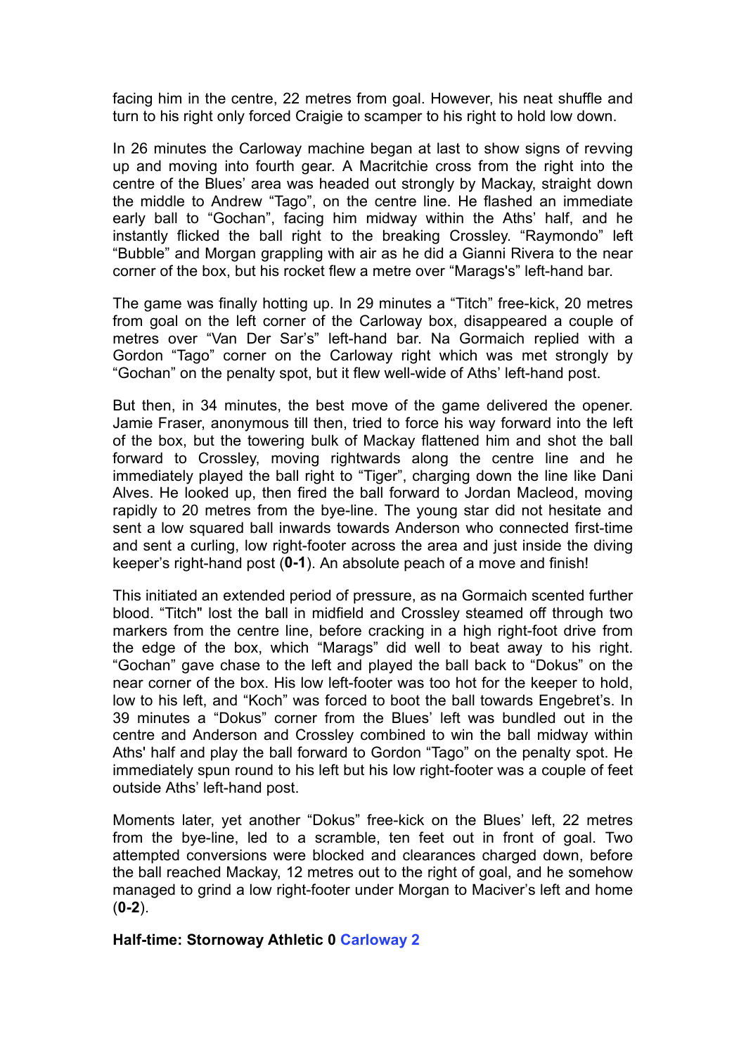facing him in the centre, 22 metres from goal. However, his neat shuffle and turn to his right only forced Craigie to scamper to his right to hold low down.

In 26 minutes the Carloway machine began at last to show signs of revving up and moving into fourth gear. A Macritchie cross from the right into the centre of the Blues' area was headed out strongly by Mackay, straight down the middle to Andrew "Tago", on the centre line. He flashed an immediate early ball to "Gochan", facing him midway within the Aths' half, and he instantly flicked the ball right to the breaking Crossley. "Raymondo" left "Bubble" and Morgan grappling with air as he did a Gianni Rivera to the near corner of the box, but his rocket flew a metre over "Marags's" left-hand bar.

The game was finally hotting up. In 29 minutes a "Titch" free-kick, 20 metres from goal on the left corner of the Carloway box, disappeared a couple of metres over "Van Der Sar's" left-hand bar. Na Gormaich replied with a Gordon "Tago" corner on the Carloway right which was met strongly by "Gochan" on the penalty spot, but it flew well-wide of Aths' left-hand post.

But then, in 34 minutes, the best move of the game delivered the opener. Jamie Fraser, anonymous till then, tried to force his way forward into the left of the box, but the towering bulk of Mackay flattened him and shot the ball forward to Crossley, moving rightwards along the centre line and he immediately played the ball right to "Tiger", charging down the line like Dani Alves. He looked up, then fired the ball forward to Jordan Macleod, moving rapidly to 20 metres from the bye-line. The young star did not hesitate and sent a low squared ball inwards towards Anderson who connected first-time and sent a curling, low right-footer across the area and just inside the diving keeper's right-hand post (**0-1**). An absolute peach of a move and finish!

This initiated an extended period of pressure, as na Gormaich scented further blood. "Titch" lost the ball in midfield and Crossley steamed off through two markers from the centre line, before cracking in a high right-foot drive from the edge of the box, which "Marags" did well to beat away to his right. "Gochan" gave chase to the left and played the ball back to "Dokus" on the near corner of the box. His low left-footer was too hot for the keeper to hold, low to his left, and "Koch" was forced to boot the ball towards Engebret's. In 39 minutes a "Dokus" corner from the Blues' left was bundled out in the centre and Anderson and Crossley combined to win the ball midway within Aths' half and play the ball forward to Gordon "Tago" on the penalty spot. He immediately spun round to his left but his low right-footer was a couple of feet outside Aths' left-hand post.

Moments later, yet another "Dokus" free-kick on the Blues' left, 22 metres from the bye-line, led to a scramble, ten feet out in front of goal. Two attempted conversions were blocked and clearances charged down, before the ball reached Mackay, 12 metres out to the right of goal, and he somehow managed to grind a low right-footer under Morgan to Maciver's left and home (**0-2**).

**Half-time: Stornoway Athletic 0 Carloway 2**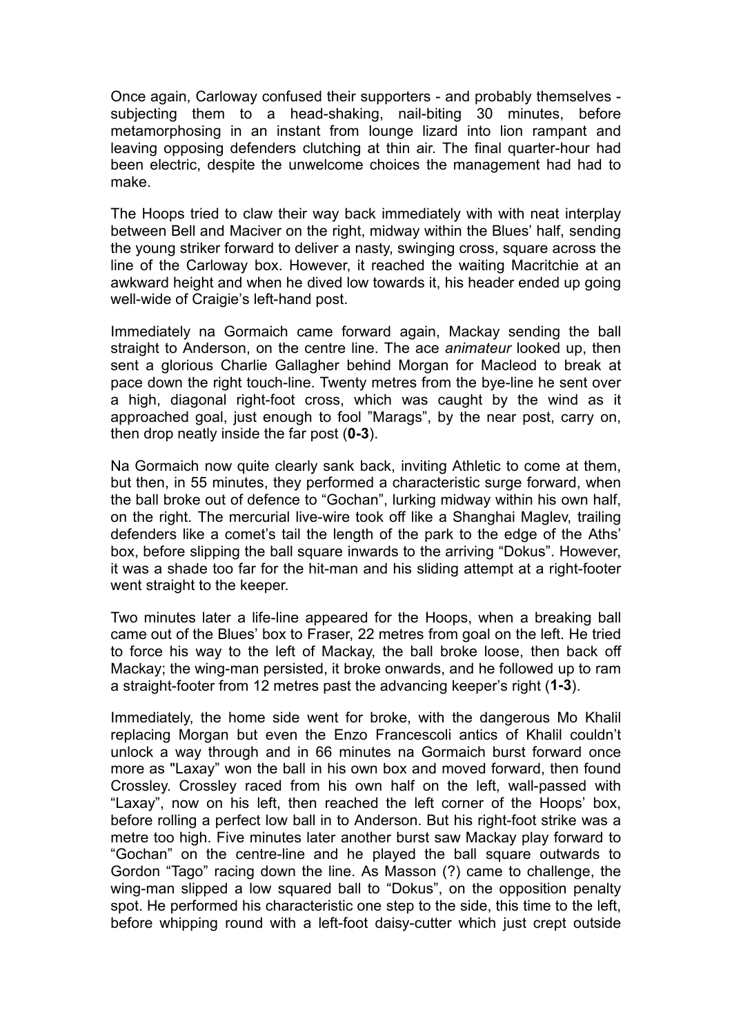Once again, Carloway confused their supporters - and probably themselves - subjecting them to a head-shaking, nail-biting 30 minutes, before metamorphosing in an instant from lounge lizard into lion rampant and leaving opposing defenders clutching at thin air. The final quarter-hour had been electric, despite the unwelcome choices the management had had to make.

The Hoops tried to claw their way back immediately with with neat interplay between Bell and Maciver on the right, midway within the Blues' half, sending the young striker forward to deliver a nasty, swinging cross, square across the line of the Carloway box. However, it reached the waiting Macritchie at an awkward height and when he dived low towards it, his header ended up going well-wide of Craigie's left-hand post.

Immediately na Gormaich came forward again, Mackay sending the ball straight to Anderson, on the centre line. The ace *animateur* looked up, then sent a glorious Charlie Gallagher behind Morgan for Macleod to break at pace down the right touch-line. Twenty metres from the bye-line he sent over a high, diagonal right-foot cross, which was caught by the wind as it approached goal, just enough to fool "Marags", by the near post, carry on, then drop neatly inside the far post (**0-3**).

Na Gormaich now quite clearly sank back, inviting Athletic to come at them, but then, in 55 minutes, they performed a characteristic surge forward, when the ball broke out of defence to "Gochan", lurking midway within his own half, on the right. The mercurial live-wire took off like a Shanghai Maglev, trailing defenders like a comet's tail the length of the park to the edge of the Aths' box, before slipping the ball square inwards to the arriving "Dokus". However, it was a shade too far for the hit-man and his sliding attempt at a right-footer went straight to the keeper.

Two minutes later a life-line appeared for the Hoops, when a breaking ball came out of the Blues' box to Fraser, 22 metres from goal on the left. He tried to force his way to the left of Mackay, the ball broke loose, then back off Mackay; the wing-man persisted, it broke onwards, and he followed up to ram a straight-footer from 12 metres past the advancing keeper's right (**1-3**).

Immediately, the home side went for broke, with the dangerous Mo Khalil replacing Morgan but even the Enzo Francescoli antics of Khalil couldn't unlock a way through and in 66 minutes na Gormaich burst forward once more as "Laxay" won the ball in his own box and moved forward, then found Crossley. Crossley raced from his own half on the left, wall-passed with "Laxay", now on his left, then reached the left corner of the Hoops' box, before rolling a perfect low ball in to Anderson. But his right-foot strike was a metre too high. Five minutes later another burst saw Mackay play forward to "Gochan" on the centre-line and he played the ball square outwards to Gordon "Tago" racing down the line. As Masson (?) came to challenge, the wing-man slipped a low squared ball to "Dokus", on the opposition penalty spot. He performed his characteristic one step to the side, this time to the left, before whipping round with a left-foot daisy-cutter which just crept outside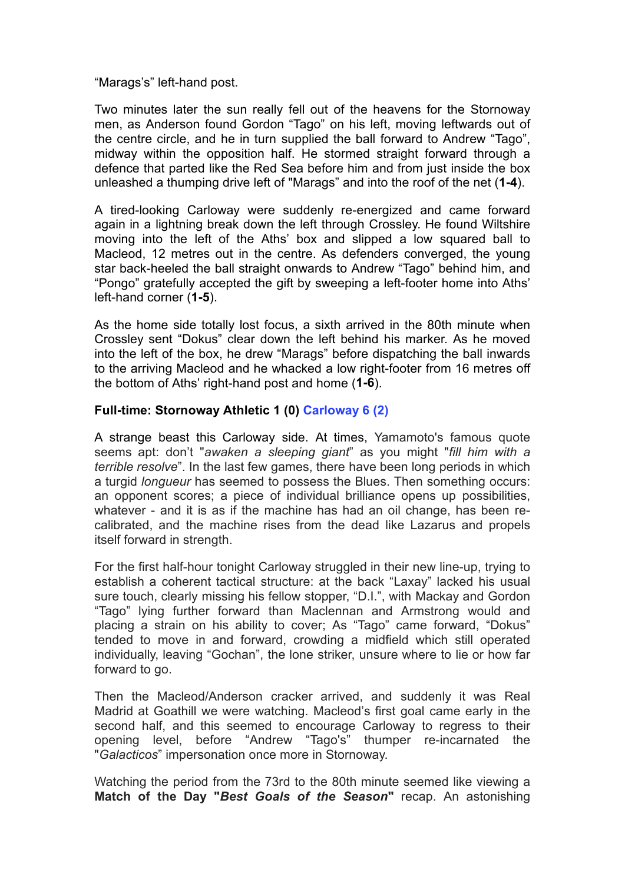“Marags’s” left-hand post.

Two minutes later the sun really fell out of the heavens for the Stornoway men, as Anderson found Gordon “Tago” on his left, moving leftwards out of the centre circle, and he in turn supplied the ball forward to Andrew “Tago”, midway within the opposition half. He stormed straight forward through a defence that parted like the Red Sea before him and from just inside the box unleashed a thumping drive left of "Marags” and into the roof of the net (**1-4**).

A tired-looking Carloway were suddenly re-energized and came forward again in a lightning break down the left through Crossley. He found Wiltshire moving into the left of the Aths’ box and slipped a low squared ball to Macleod, 12 metres out in the centre. As defenders converged, the young star back-heeled the ball straight onwards to Andrew “Tago” behind him, and “Pongo” gratefully accepted the gift by sweeping a left-footer home into Aths’ left-hand corner (**1-5**).

As the home side totally lost focus, a sixth arrived in the 80th minute when Crossley sent “Dokus” clear down the left behind his marker. As he moved into the left of the box, he drew “Marags” before dispatching the ball inwards to the arriving Macleod and he whacked a low right-footer from 16 metres off the bottom of Aths’ right-hand post and home (**1-6**).

**Full-time: Stornoway Athletic 1 (0) Carloway 6 (2)**

A strange beast this Carloway side. At times, Yamamoto's famous quote seems apt: don’t "*awaken a sleeping giant*” as you might "*fill him with a terrible resolve*”. In the last few games, there have been long periods in which a turgid *longueur* has seemed to possess the Blues. Then something occurs: an opponent scores; a piece of individual brilliance opens up possibilities, whatever - and it is as if the machine has had an oil change, has been re-calibrated, and the machine rises from the dead like Lazarus and propels itself forward in strength.

For the first half-hour tonight Carloway struggled in their new line-up, trying to establish a coherent tactical structure: at the back “Laxay” lacked his usual sure touch, clearly missing his fellow stopper, “D.I.”, with Mackay and Gordon “Tago” lying further forward than Maclennan and Armstrong would and placing a strain on his ability to cover; As “Tago” came forward, “Dokus” tended to move in and forward, crowding a midfield which still operated individually, leaving “Gochan”, the lone striker, unsure where to lie or how far forward to go.

Then the Macleod/Anderson cracker arrived, and suddenly it was Real Madrid at Goathill we were watching. Macleod’s first goal came early in the second half, and this seemed to encourage Carloway to regress to their opening level, before “Andrew “Tago's” thumper re-incarnated the "*Galacticos*” impersonation once more in Stornoway.

Watching the period from the 73rd to the 80th minute seemed like viewing a **Match of the Day "*Best Goals of the Season*"** recap. An astonishing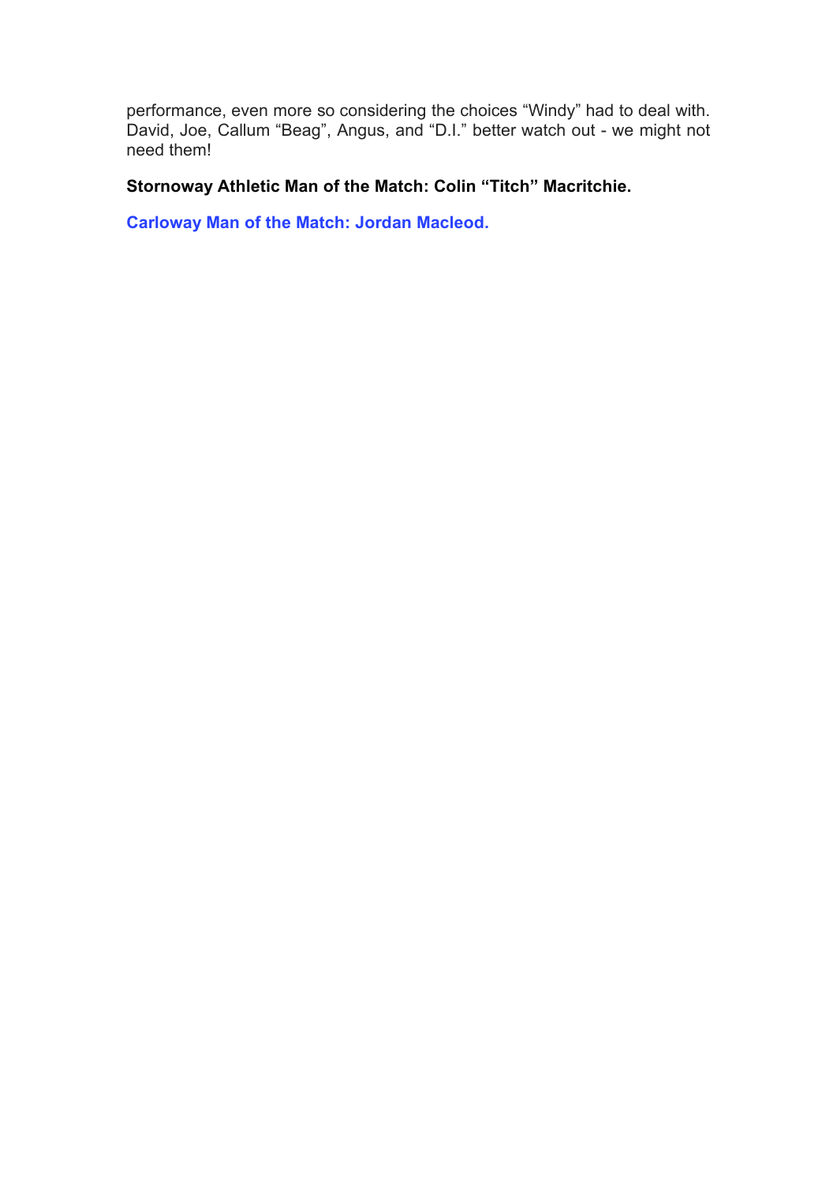performance, even more so considering the choices "Windy" had to deal with. David, Joe, Callum "Beag", Angus, and "D.I." better watch out - we might not need them!

**Stornoway Athletic Man of the Match: Colin "Titch" Macritchie.**

**Carloway Man of the Match: Jordan Macleod.**